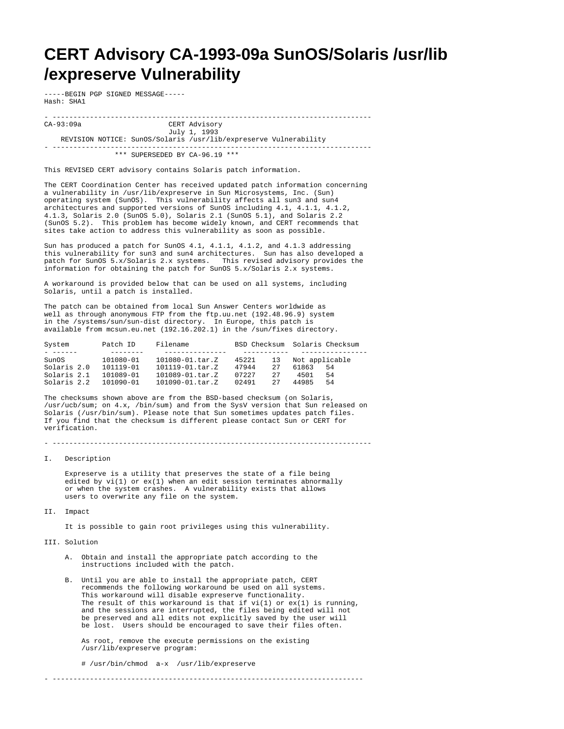# CERT Advisory CA-1993-09a SunOS/Solaris /usr/lib/expreserve Vulnerability

-----BEGIN PGP SIGNED MESSAGE-----
Hash: SHA1

- ---------------------------------------------------------------------------

CA-93:09a CERT Advisory
July 1, 1993
REVISION NOTICE: SunOS/Solaris /usr/lib/expreserve Vulnerability

- ---------------------------------------------------------------------------

*** SUPERSEDED BY CA-96.19 ***

This REVISED CERT advisory contains Solaris patch information.

The CERT Coordination Center has received updated patch information concerning a vulnerability in /usr/lib/expreserve in Sun Microsystems, Inc. (Sun) operating system (SunOS). This vulnerability affects all sun3 and sun4 architectures and supported versions of SunOS including 4.1, 4.1.1, 4.1.2, 4.1.3, Solaris 2.0 (SunOS 5.0), Solaris 2.1 (SunOS 5.1), and Solaris 2.2 (SunOS 5.2). This problem has become widely known, and CERT recommends that sites take action to address this vulnerability as soon as possible.

Sun has produced a patch for SunOS 4.1, 4.1.1, 4.1.2, and 4.1.3 addressing this vulnerability for sun3 and sun4 architectures. Sun has also developed a patch for SunOS 5.x/Solaris 2.x systems. This revised advisory provides the information for obtaining the patch for SunOS 5.x/Solaris 2.x systems.

A workaround is provided below that can be used on all systems, including Solaris, until a patch is installed.

The patch can be obtained from local Sun Answer Centers worldwide as well as through anonymous FTP from the ftp.uu.net (192.48.96.9) system in the /systems/sun/sun-dist directory. In Europe, this patch is available from mcsun.eu.net (192.16.202.1) in the /sun/fixes directory.

| System | Patch ID | Filename | BSD Checksum | | Solaris Checksum | |
|---|---|---|---|---|---|---|
| SunOS | 101080-01 | 101080-01.tar.Z | 45221 | 13 | Not applicable | |
| Solaris 2.0 | 101119-01 | 101119-01.tar.Z | 47944 | 27 | 61863 | 54 |
| Solaris 2.1 | 101089-01 | 101089-01.tar.Z | 07227 | 27 | 4501 | 54 |
| Solaris 2.2 | 101090-01 | 101090-01.tar.Z | 02491 | 27 | 44985 | 54 |

The checksums shown above are from the BSD-based checksum (on Solaris, /usr/ucb/sum; on 4.x, /bin/sum) and from the SysV version that Sun released on Solaris (/usr/bin/sum). Please note that Sun sometimes updates patch files. If you find that the checksum is different please contact Sun or CERT for verification.

- ---------------------------------------------------------------------------

I. Description

Expreserve is a utility that preserves the state of a file being edited by vi(1) or ex(1) when an edit session terminates abnormally or when the system crashes. A vulnerability exists that allows users to overwrite any file on the system.

II. Impact

It is possible to gain root privileges using this vulnerability.

III. Solution

A. Obtain and install the appropriate patch according to the instructions included with the patch.

B. Until you are able to install the appropriate patch, CERT recommends the following workaround be used on all systems. This workaround will disable expreserve functionality. The result of this workaround is that if vi(1) or ex(1) is running, and the sessions are interrupted, the files being edited will not be preserved and all edits not explicitly saved by the user will be lost. Users should be encouraged to save their files often.

As root, remove the execute permissions on the existing /usr/lib/expreserve program:

```
# /usr/bin/chmod  a-x  /usr/lib/expreserve
```

- ---------------------------------------------------------------------------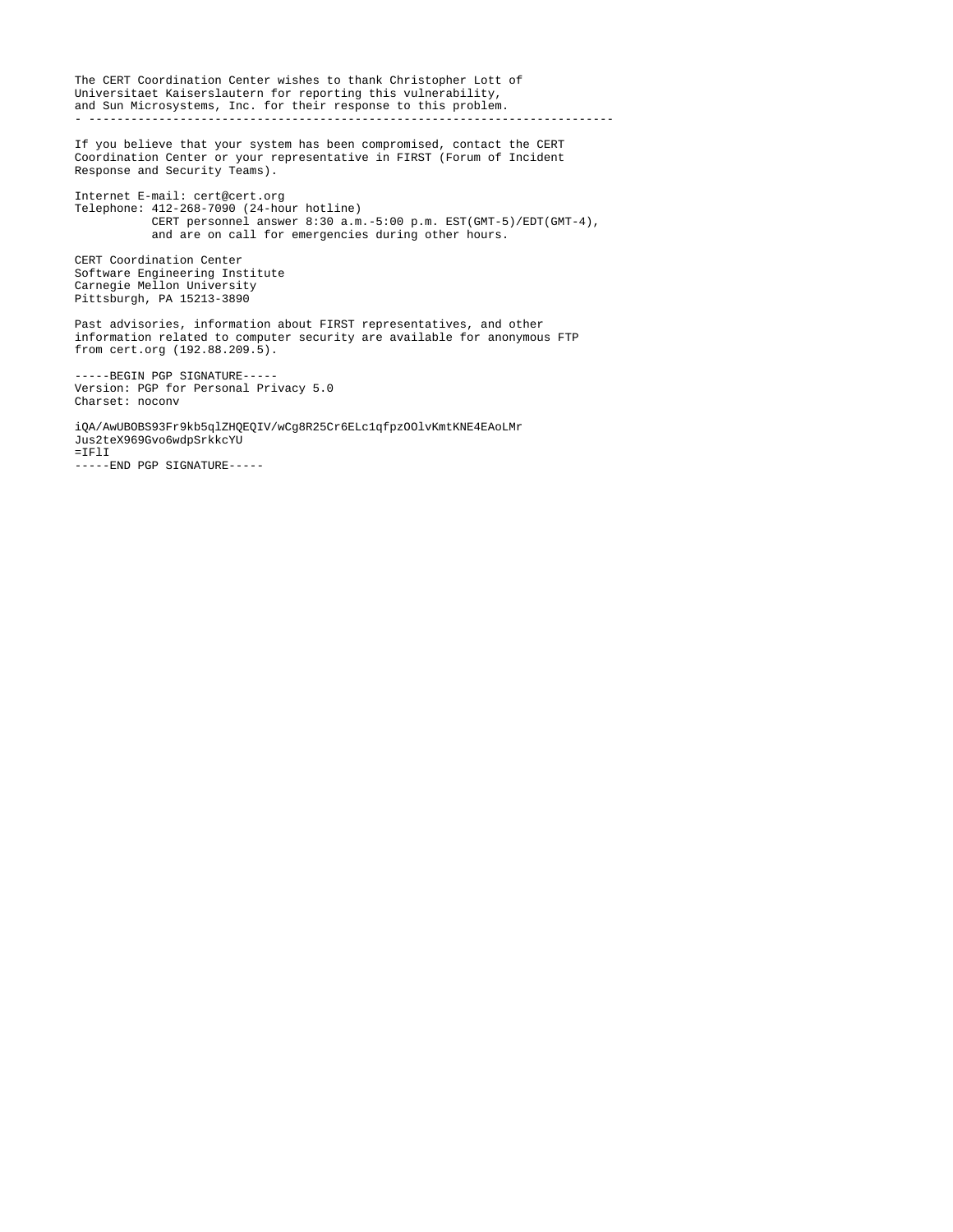The CERT Coordination Center wishes to thank Christopher Lott of Universitaet Kaiserslautern for reporting this vulnerability, and Sun Microsystems, Inc. for their response to this problem.

- ---------------------------------------------------------------------------

If you believe that your system has been compromised, contact the CERT Coordination Center or your representative in FIRST (Forum of Incident Response and Security Teams).

Internet E-mail: cert@cert.org
Telephone: 412-268-7090 (24-hour hotline)
CERT personnel answer 8:30 a.m.-5:00 p.m. EST(GMT-5)/EDT(GMT-4), and are on call for emergencies during other hours.

CERT Coordination Center
Software Engineering Institute
Carnegie Mellon University
Pittsburgh, PA 15213-3890

Past advisories, information about FIRST representatives, and other information related to computer security are available for anonymous FTP from cert.org (192.88.209.5).

```
-----BEGIN PGP SIGNATURE-----
Version: PGP for Personal Privacy 5.0
Charset: noconv

iQA/AwUBOBS93Fr9kb5qlZHQEQIV/wCg8R25Cr6ELc1qfpzOOlvKmtKNE4EAoLMr
Jus2teX969Gvo6wdpSrkkcYU
=IFlI
-----END PGP SIGNATURE-----
```